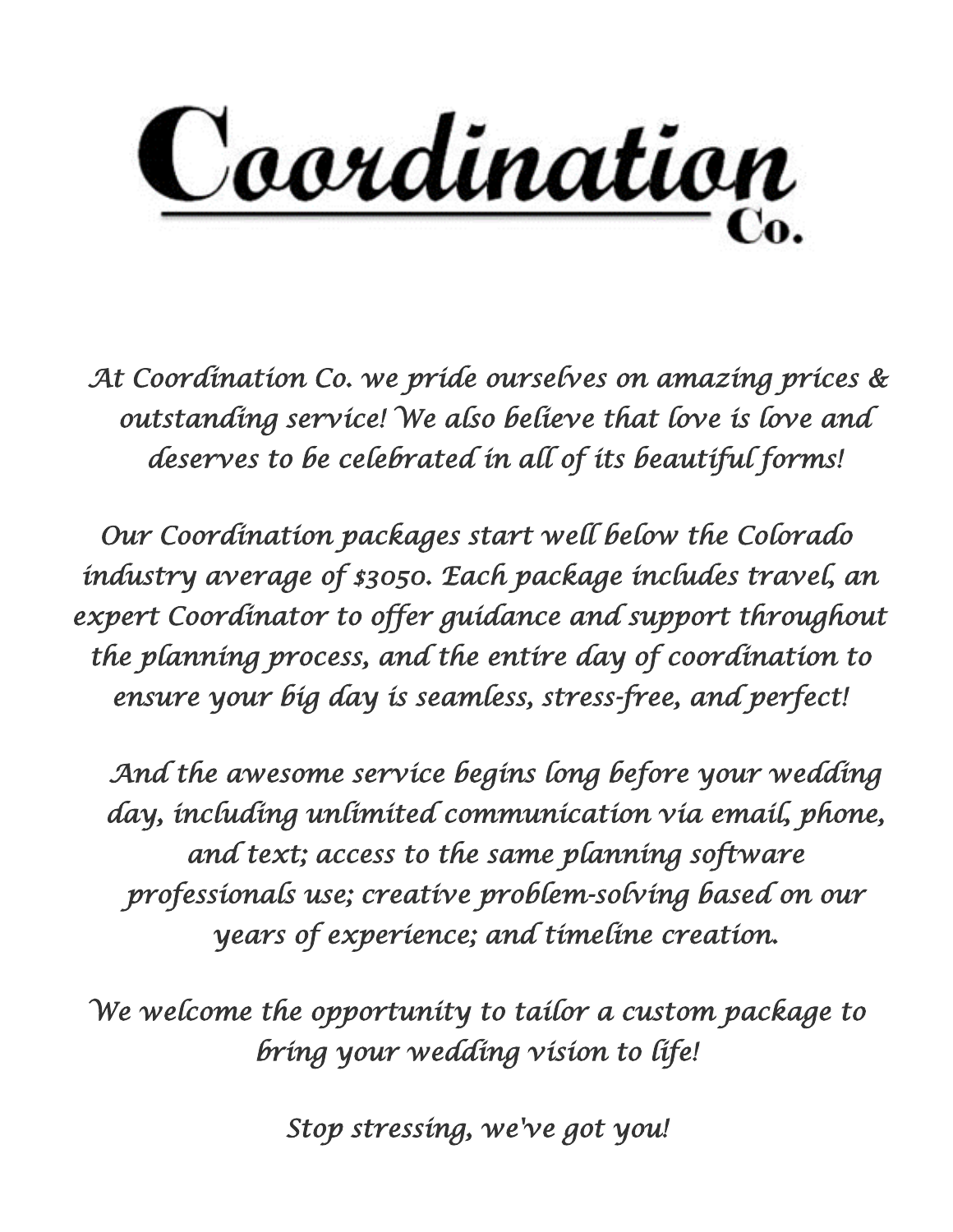# Coordination Co.

*At Coordination Co. we pride ourselves on amazing prices & outstanding service! We also believe that love is love and deserves to be celebrated in all of its beautiful forms!*

*Our Coordination packages start well below the Colorado industry average of $3050. Each package includes travel, an expert Coordinator to offer guidance and support throughout the planning process, and the entire day of coordination to ensure your big day is seamless, stress-free, and perfect!*

*And the awesome service begins long before your wedding day, including unlimited communication via email, phone, and text; access to the same planning software professionals use; creative problem-solving based on our years of experience; and timeline creation.*

*We welcome the opportunity to tailor a custom package to bring your wedding vision to life!*

*Stop stressing, we've got you!*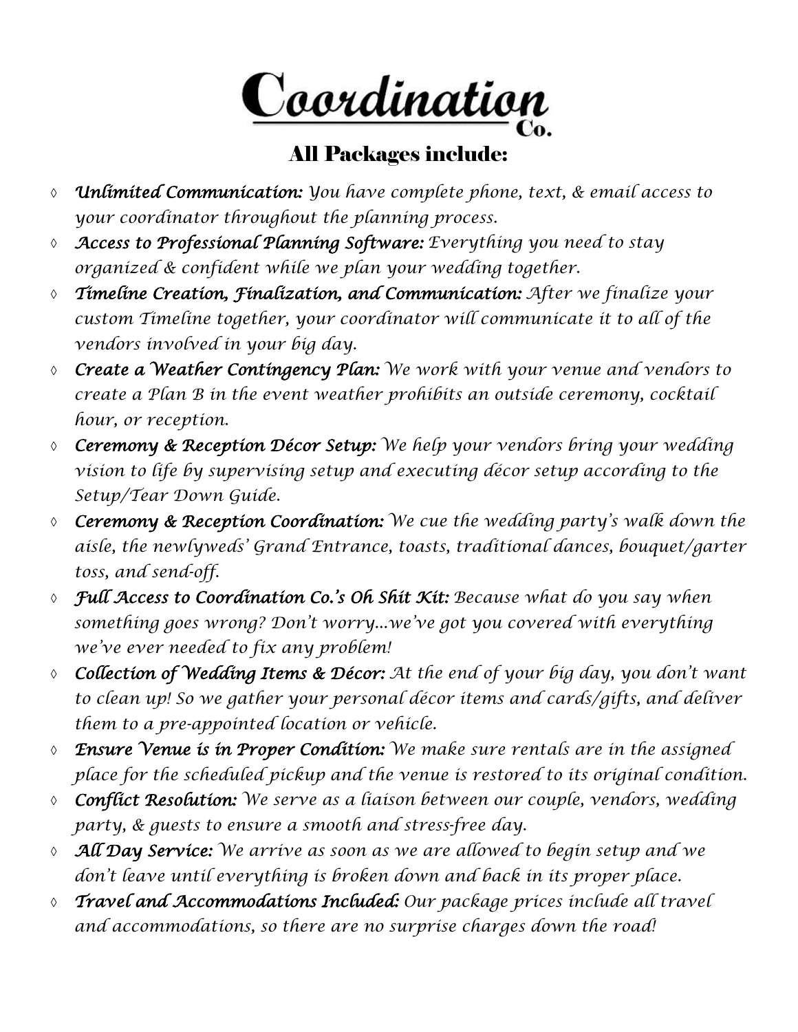# Coordination Co.

## All Packages include:

- ***Unlimited Communication:*** *You have complete phone, text, & email access to your coordinator throughout the planning process.*
- ***Access to Professional Planning Software:*** *Everything you need to stay organized & confident while we plan your wedding together.*
- ***Timeline Creation, Finalization, and Communication:*** *After we finalize your custom Timeline together, your coordinator will communicate it to all of the vendors involved in your big day.*
- ***Create a Weather Contingency Plan:*** *We work with your venue and vendors to create a Plan B in the event weather prohibits an outside ceremony, cocktail hour, or reception.*
- ***Ceremony & Reception Décor Setup:*** *We help your vendors bring your wedding vision to life by supervising setup and executing décor setup according to the Setup/Tear Down Guide.*
- ***Ceremony & Reception Coordination:*** *We cue the wedding party's walk down the aisle, the newlyweds' Grand Entrance, toasts, traditional dances, bouquet/garter toss, and send-off.*
- ***Full Access to Coordination Co.'s Oh Shit Kit:*** *Because what do you say when something goes wrong? Don't worry…we've got you covered with everything we've ever needed to fix any problem!*
- ***Collection of Wedding Items & Décor:*** *At the end of your big day, you don't want to clean up! So we gather your personal décor items and cards/gifts, and deliver them to a pre-appointed location or vehicle.*
- ***Ensure Venue is in Proper Condition:*** *We make sure rentals are in the assigned place for the scheduled pickup and the venue is restored to its original condition.*
- ***Conflict Resolution:*** *We serve as a liaison between our couple, vendors, wedding party, & guests to ensure a smooth and stress-free day.*
- ***All Day Service:*** *We arrive as soon as we are allowed to begin setup and we don't leave until everything is broken down and back in its proper place.*
- ***Travel and Accommodations Included:*** *Our package prices include all travel and accommodations, so there are no surprise charges down the road!*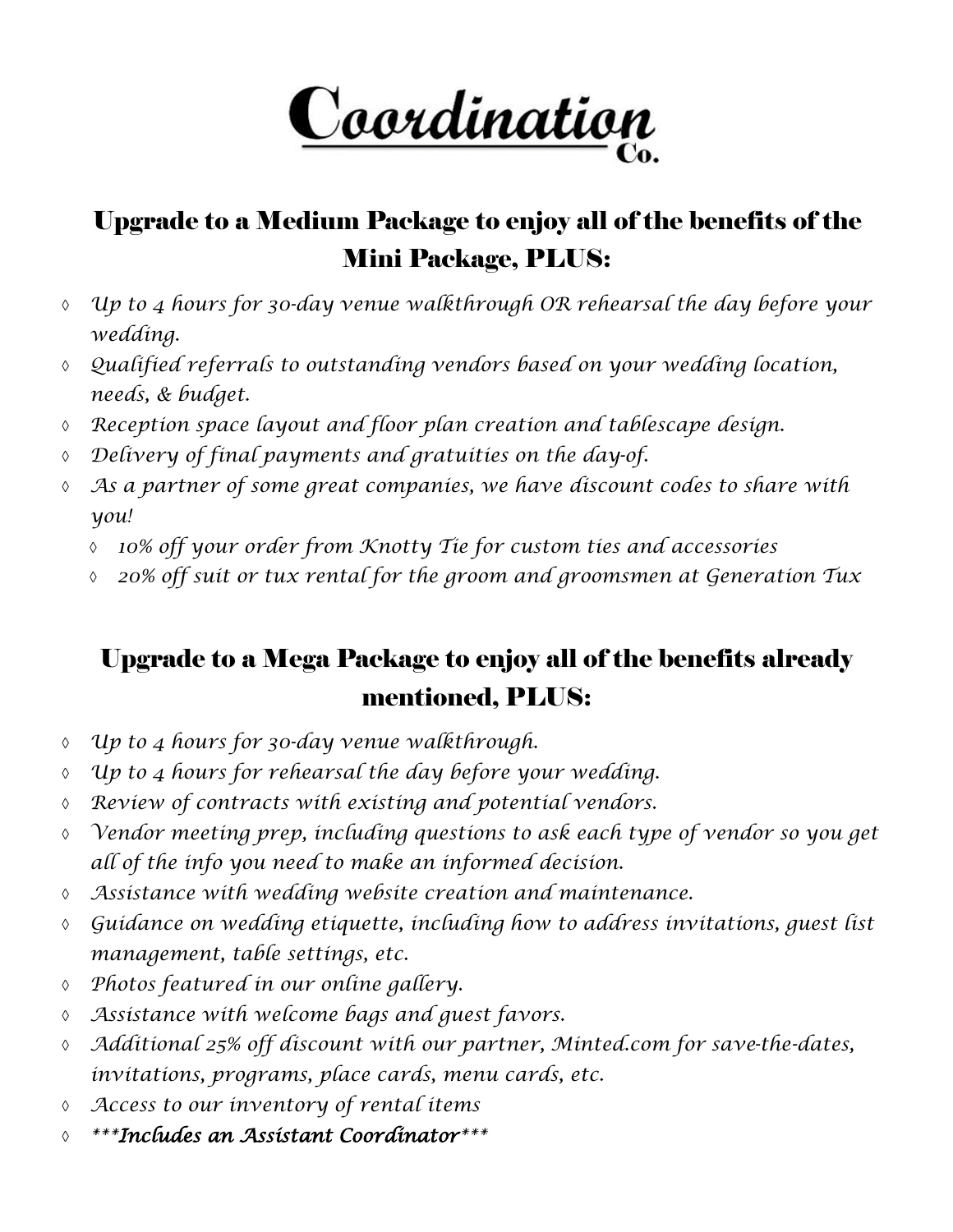# Coordination Co.

## Upgrade to a Medium Package to enjoy all of the benefits of the Mini Package, PLUS:

- *Up to 4 hours for 30-day venue walkthrough OR rehearsal the day before your wedding.*
- *Qualified referrals to outstanding vendors based on your wedding location, needs, & budget.*
- *Reception space layout and floor plan creation and tablescape design.*
- *Delivery of final payments and gratuities on the day-of.*
- *As a partner of some great companies, we have discount codes to share with you!*
  - *10% off your order from Knotty Tie for custom ties and accessories*
  - *20% off suit or tux rental for the groom and groomsmen at Generation Tux*

## Upgrade to a Mega Package to enjoy all of the benefits already mentioned, PLUS:

- *Up to 4 hours for 30-day venue walkthrough.*
- *Up to 4 hours for rehearsal the day before your wedding.*
- *Review of contracts with existing and potential vendors.*
- *Vendor meeting prep, including questions to ask each type of vendor so you get all of the info you need to make an informed decision.*
- *Assistance with wedding website creation and maintenance.*
- *Guidance on wedding etiquette, including how to address invitations, guest list management, table settings, etc.*
- *Photos featured in our online gallery.*
- *Assistance with welcome bags and guest favors.*
- *Additional 25% off discount with our partner, Minted.com for save-the-dates, invitations, programs, place cards, menu cards, etc.*
- *Access to our inventory of rental items*
- ****Includes an Assistant Coordinator****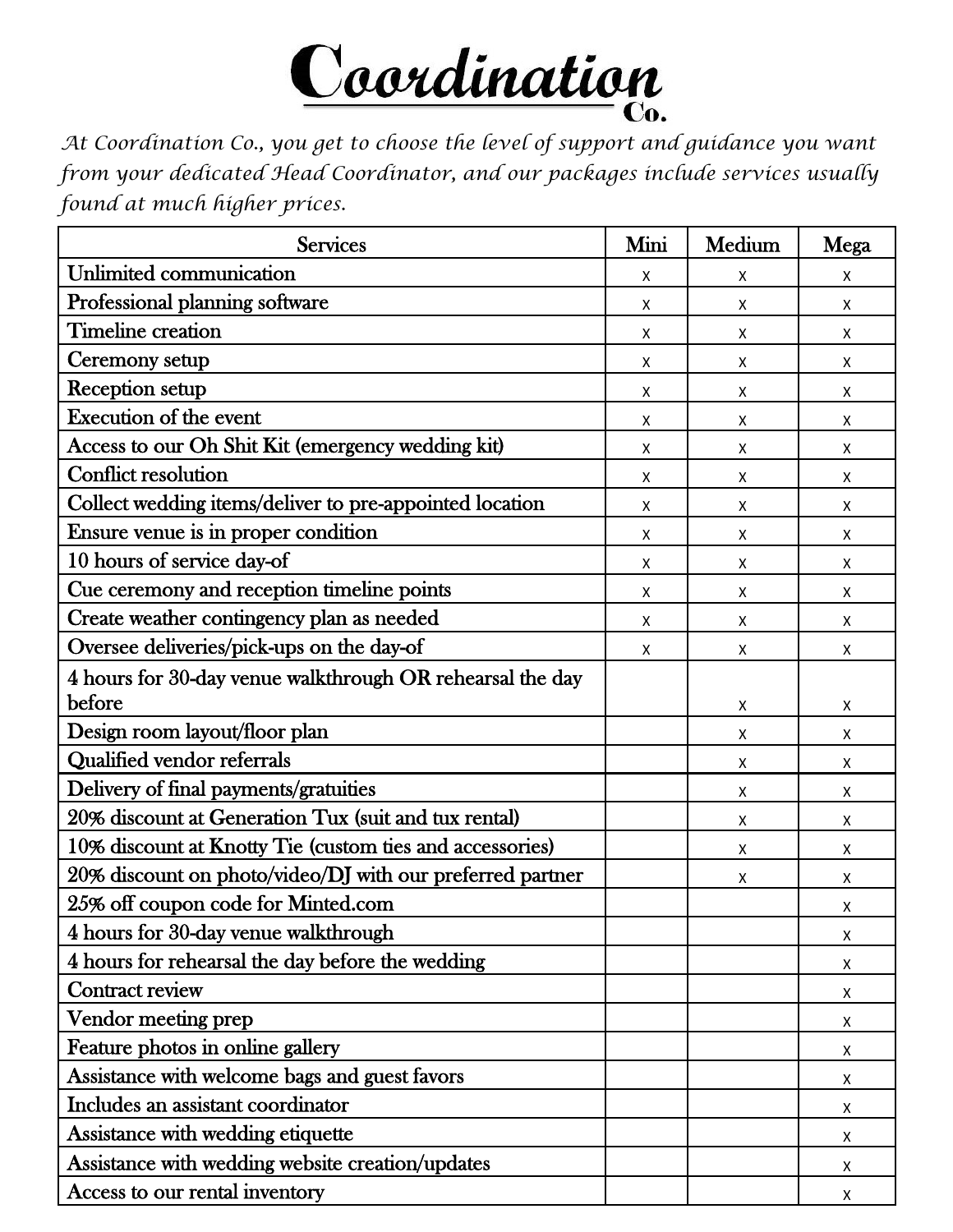# Coordination Co.

*At Coordination Co., you get to choose the level of support and guidance you want from your dedicated Head Coordinator, and our packages include services usually found at much higher prices.*

| Services | Mini | Medium | Mega |
| --- | --- | --- | --- |
| Unlimited communication | x | x | x |
| Professional planning software | x | x | x |
| Timeline creation | x | x | x |
| Ceremony setup | x | x | x |
| Reception setup | x | x | x |
| Execution of the event | x | x | x |
| Access to our Oh Shit Kit (emergency wedding kit) | x | x | x |
| Conflict resolution | x | x | x |
| Collect wedding items/deliver to pre-appointed location | x | x | x |
| Ensure venue is in proper condition | x | x | x |
| 10 hours of service day-of | x | x | x |
| Cue ceremony and reception timeline points | x | x | x |
| Create weather contingency plan as needed | x | x | x |
| Oversee deliveries/pick-ups on the day-of | x | x | x |
| 4 hours for 30-day venue walkthrough OR rehearsal the day before | | x | x |
| Design room layout/floor plan | | x | x |
| Qualified vendor referrals | | x | x |
| Delivery of final payments/gratuities | | x | x |
| 20% discount at Generation Tux (suit and tux rental) | | x | x |
| 10% discount at Knotty Tie (custom ties and accessories) | | x | x |
| 20% discount on photo/video/DJ with our preferred partner | | x | x |
| 25% off coupon code for Minted.com | | | x |
| 4 hours for 30-day venue walkthrough | | | x |
| 4 hours for rehearsal the day before the wedding | | | x |
| Contract review | | | x |
| Vendor meeting prep | | | x |
| Feature photos in online gallery | | | x |
| Assistance with welcome bags and guest favors | | | x |
| Includes an assistant coordinator | | | x |
| Assistance with wedding etiquette | | | x |
| Assistance with wedding website creation/updates | | | x |
| Access to our rental inventory | | | x |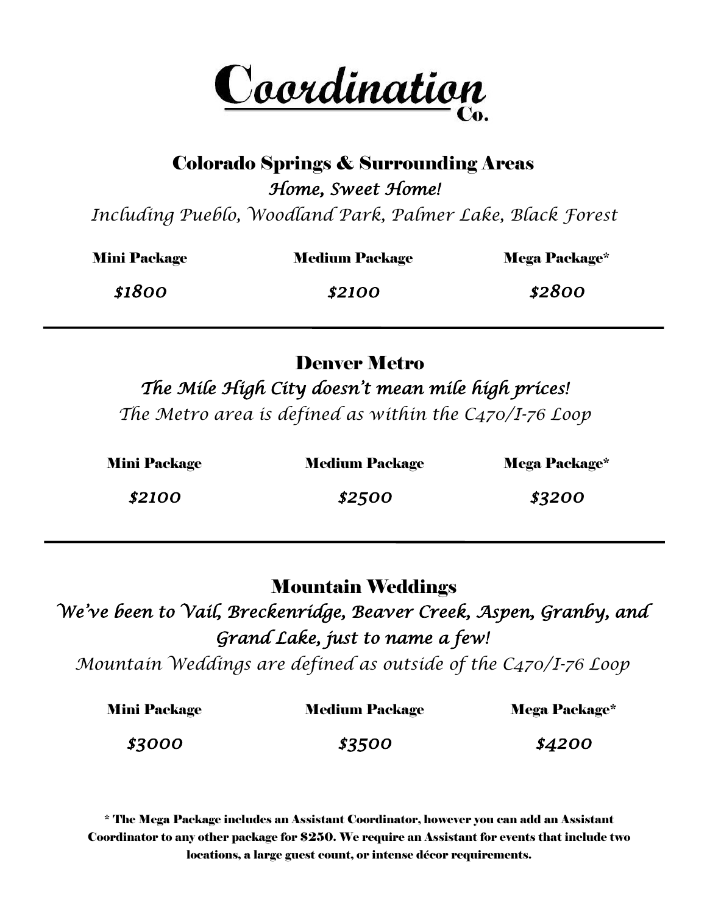# Coordination Co.

## Colorado Springs & Surrounding Areas

*Home, Sweet Home!*

*Including Pueblo, Woodland Park, Palmer Lake, Black Forest*

| Mini Package | Medium Package | Mega Package* |
|---|---|---|
| *$1800* | *$2100* | *$2800* |

---

## Denver Metro

*The Mile High City doesn't mean mile high prices!*

*The Metro area is defined as within the C470/I-76 Loop*

| Mini Package | Medium Package | Mega Package* |
|---|---|---|
| *$2100* | *$2500* | *$3200* |

---

## Mountain Weddings

*We've been to Vail, Breckenridge, Beaver Creek, Aspen, Granby, and Grand Lake, just to name a few!*

*Mountain Weddings are defined as outside of the C470/I-76 Loop*

| Mini Package | Medium Package | Mega Package* |
|---|---|---|
| *$3000* | *$3500* | *$4200* |

**\* The Mega Package includes an Assistant Coordinator, however you can add an Assistant Coordinator to any other package for $250. We require an Assistant for events that include two locations, a large guest count, or intense décor requirements.**